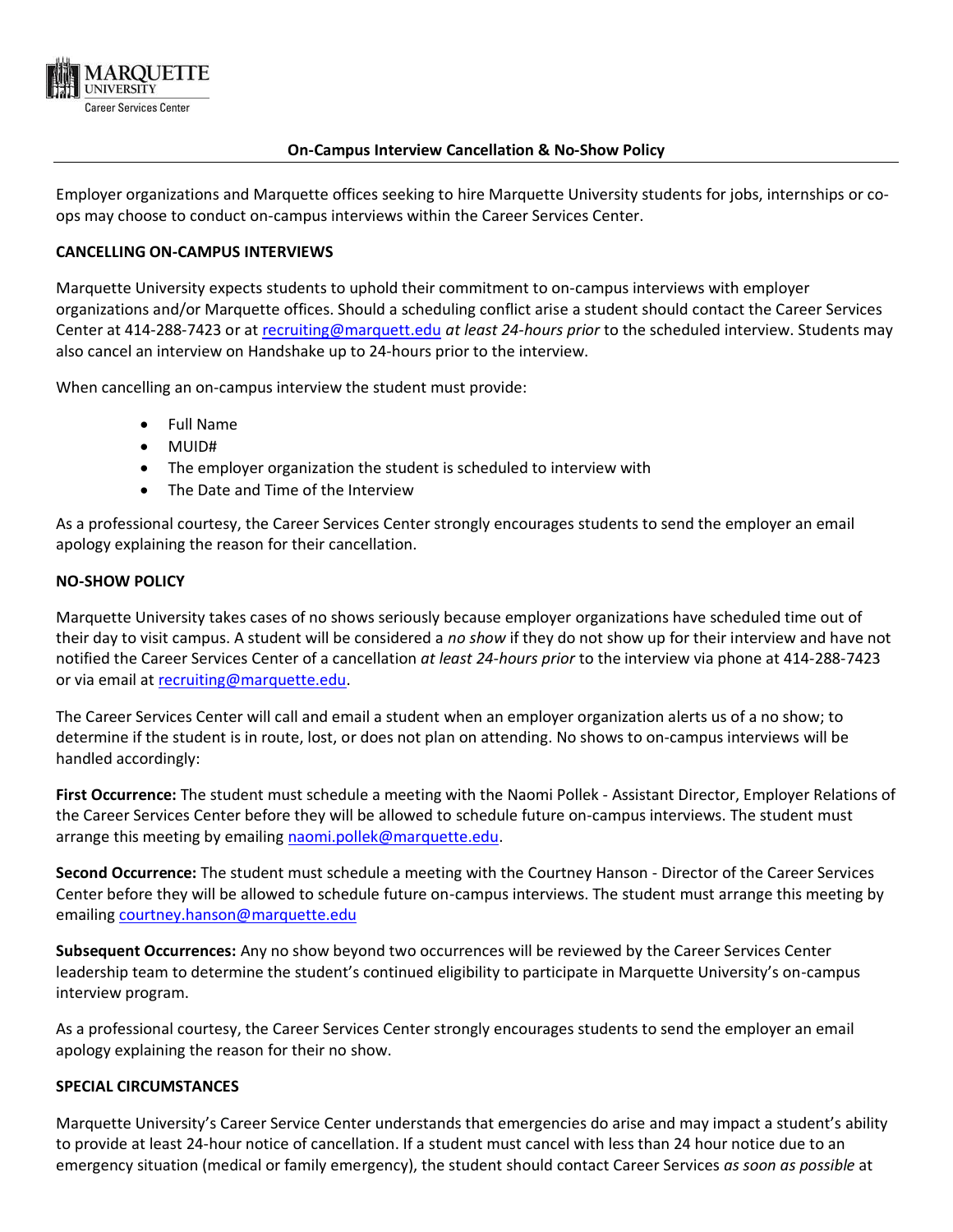MARQUETTE UNIVERSITY
Career Services Center

## On-Campus Interview Cancellation & No-Show Policy

Employer organizations and Marquette offices seeking to hire Marquette University students for jobs, internships or co-ops may choose to conduct on-campus interviews within the Career Services Center.

### CANCELLING ON-CAMPUS INTERVIEWS

Marquette University expects students to uphold their commitment to on-campus interviews with employer organizations and/or Marquette offices. Should a scheduling conflict arise a student should contact the Career Services Center at 414-288-7423 or at recruiting@marquett.edu *at least 24-hours prior* to the scheduled interview. Students may also cancel an interview on Handshake up to 24-hours prior to the interview.

When cancelling an on-campus interview the student must provide:

- Full Name
- MUID#
- The employer organization the student is scheduled to interview with
- The Date and Time of the Interview

As a professional courtesy, the Career Services Center strongly encourages students to send the employer an email apology explaining the reason for their cancellation.

### NO-SHOW POLICY

Marquette University takes cases of no shows seriously because employer organizations have scheduled time out of their day to visit campus. A student will be considered a *no show* if they do not show up for their interview and have not notified the Career Services Center of a cancellation *at least 24-hours prior* to the interview via phone at 414-288-7423 or via email at recruiting@marquette.edu.

The Career Services Center will call and email a student when an employer organization alerts us of a no show; to determine if the student is in route, lost, or does not plan on attending. No shows to on-campus interviews will be handled accordingly:

**First Occurrence:** The student must schedule a meeting with the Naomi Pollek - Assistant Director, Employer Relations of the Career Services Center before they will be allowed to schedule future on-campus interviews. The student must arrange this meeting by emailing naomi.pollek@marquette.edu.

**Second Occurrence:** The student must schedule a meeting with the Courtney Hanson - Director of the Career Services Center before they will be allowed to schedule future on-campus interviews. The student must arrange this meeting by emailing courtney.hanson@marquette.edu

**Subsequent Occurrences:** Any no show beyond two occurrences will be reviewed by the Career Services Center leadership team to determine the student's continued eligibility to participate in Marquette University's on-campus interview program.

As a professional courtesy, the Career Services Center strongly encourages students to send the employer an email apology explaining the reason for their no show.

### SPECIAL CIRCUMSTANCES

Marquette University's Career Service Center understands that emergencies do arise and may impact a student's ability to provide at least 24-hour notice of cancellation. If a student must cancel with less than 24 hour notice due to an emergency situation (medical or family emergency), the student should contact Career Services *as soon as possible* at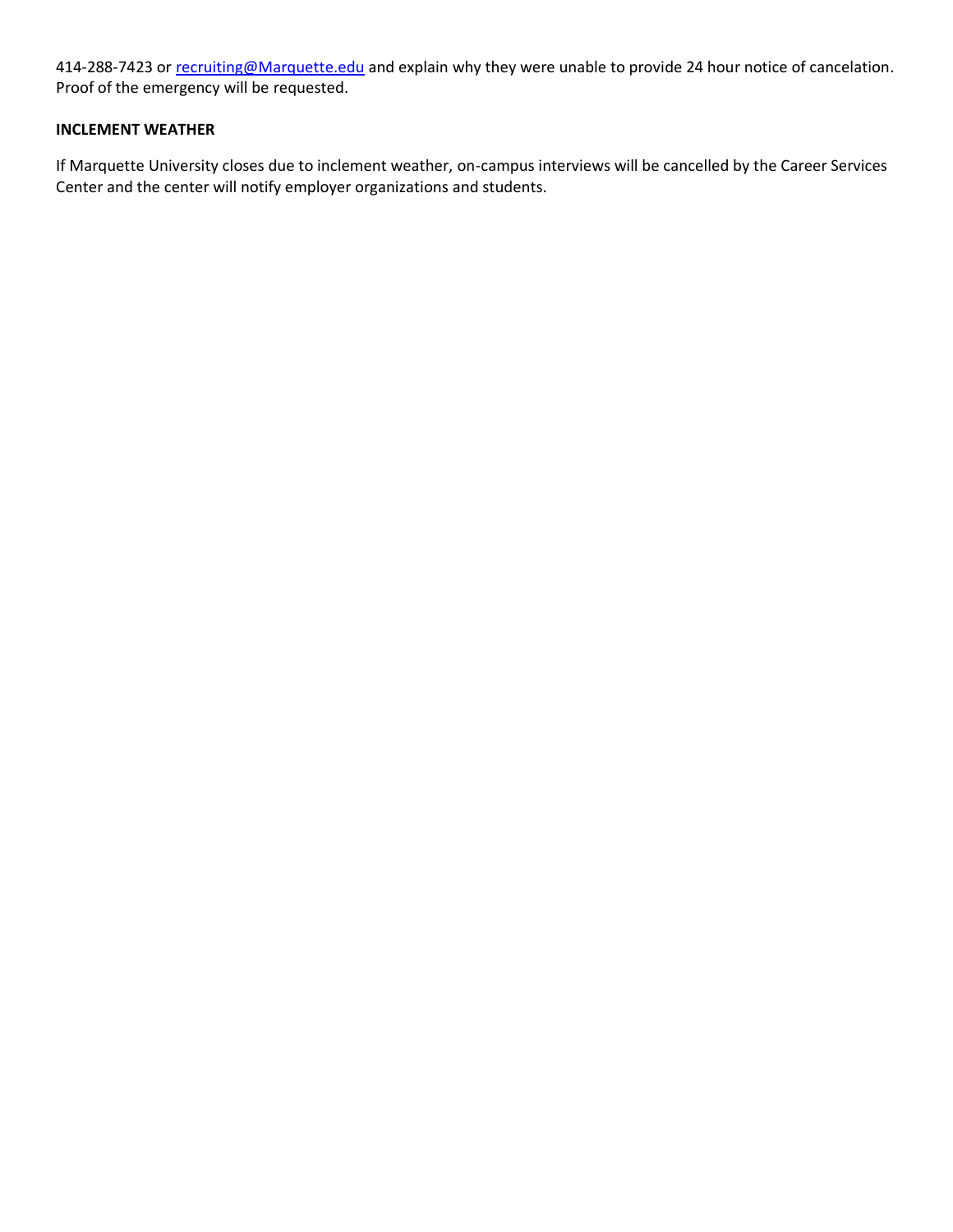414-288-7423 or recruiting@Marquette.edu and explain why they were unable to provide 24 hour notice of cancelation. Proof of the emergency will be requested.

**INCLEMENT WEATHER**

If Marquette University closes due to inclement weather, on-campus interviews will be cancelled by the Career Services Center and the center will notify employer organizations and students.